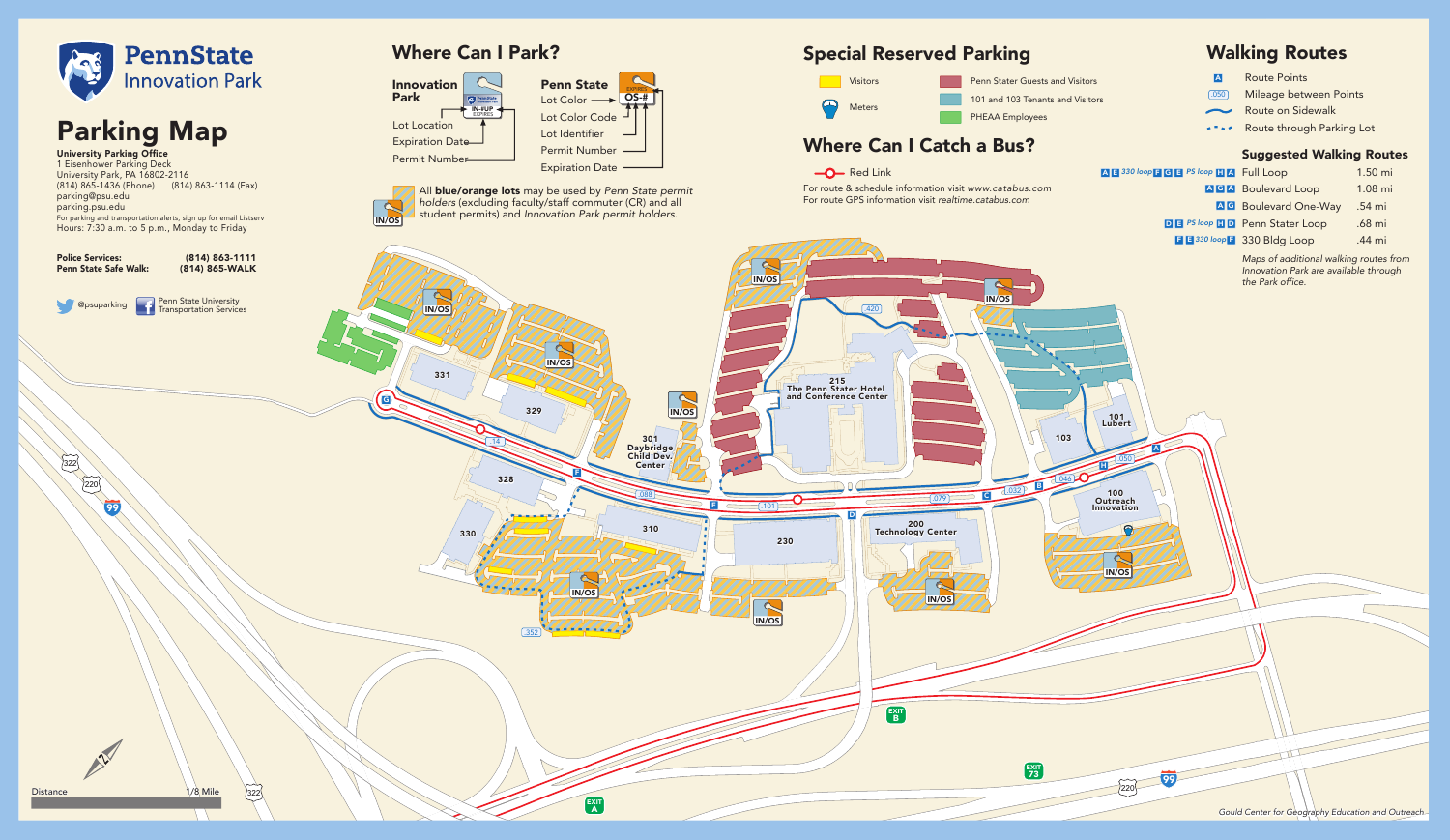# PennState Innovation Park

# Parking Map

**University Parking Office**
1 Eisenhower Parking Deck
University Park, PA 16802-2116
(814) 865-1436 (Phone) (814) 863-1114 (Fax)
parking@psu.edu
parking.psu.edu
For parking and transportation alerts, sign up for email Listserv
Hours: 7:30 a.m. to 5 p.m., Monday to Friday

**Police Services:** (814) 863-1111
**Penn State Safe Walk:** (814) 865-WALK

@psuparking

Penn State University Transportation Services

## Where Can I Park?

**Innovation Park**
- Lot Location
- Expiration Date
- Permit Number

**Penn State**
- Lot Color
- Lot Color Code
- Lot Identifier
- Permit Number
- Expiration Date

All **blue/orange lots** may be used by *Penn State permit holders* (excluding faculty/staff commuter (CR) and all student permits) and *Innovation Park permit holders.*

## Special Reserved Parking

- Visitors
- Meters
- Penn Stater Guests and Visitors
- 101 and 103 Tenants and Visitors
- PHEAA Employees

## Where Can I Catch a Bus?

- Red Link

For route & schedule information visit www.catabus.com
For route GPS information visit realtime.catabus.com

## Walking Routes

- Route Points
- Mileage between Points
- Route on Sidewalk
- Route through Parking Lot

### Suggested Walking Routes

| Route | Name | Distance |
|---|---|---|
| A E 330 loop F G E PS loop H A | Full Loop | 1.50 mi |
| A G A | Boulevard Loop | 1.08 mi |
| A G | Boulevard One-Way | .54 mi |
| D E PS loop H D | Penn Stater Loop | .68 mi |
| F E 330 loop F | 330 Bldg Loop | .44 mi |

*Maps of additional walking routes from Innovation Park are available through the Park office.*

331, 329, 328, 330, 310, 301 Daybridge Child Dev. Center, 230, 215 The Penn Stater Hotel and Conference Center, 200 Technology Center, 103, 101 Lubert, 100 Outreach Innovation

Distance 1/8 Mile

Gould Center for Geography Education and Outreach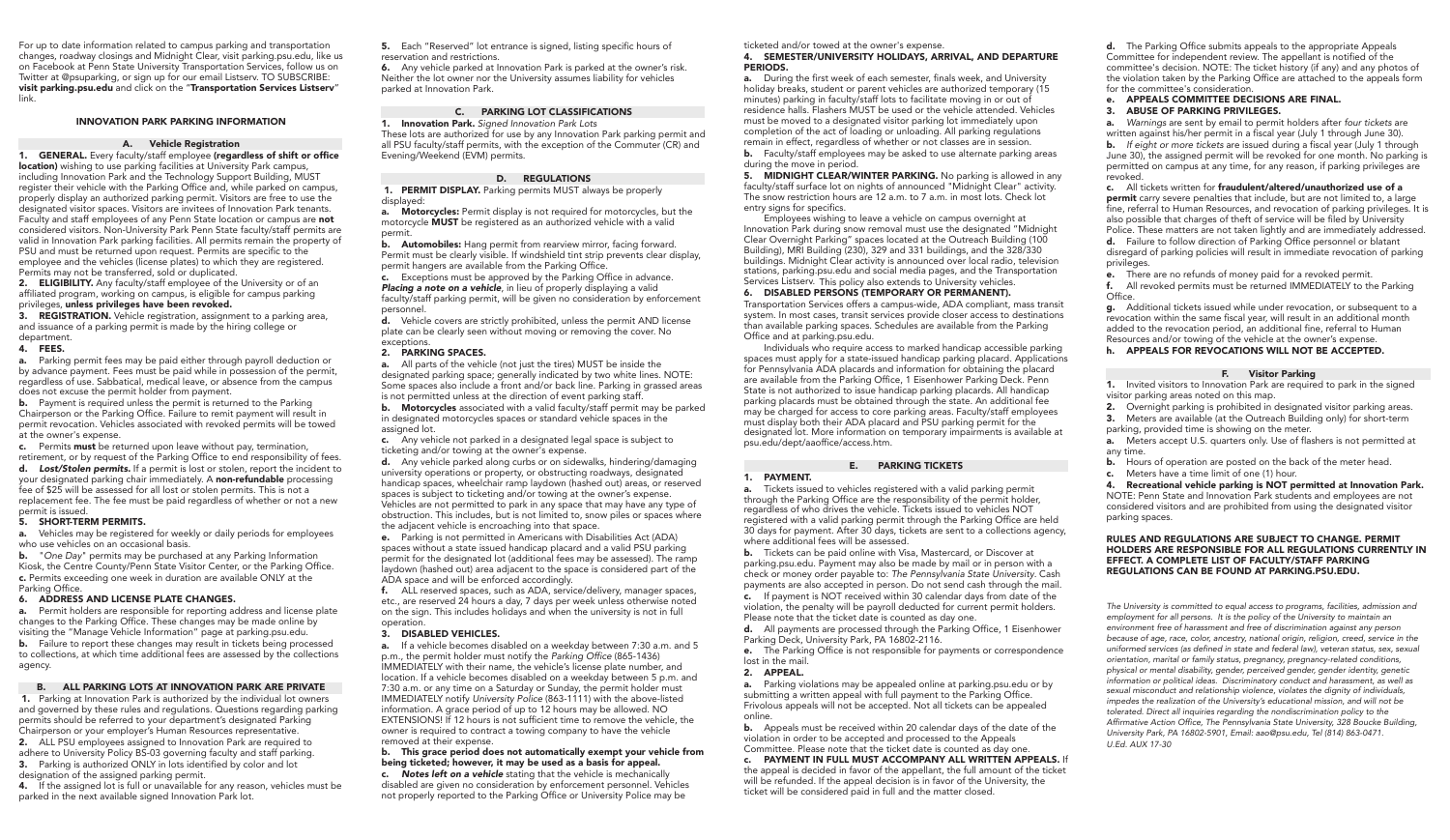For up to date information related to campus parking and transportation changes, roadway closings and Midnight Clear, visit parking.psu.edu, like us on Facebook at Penn State University Transportation Services, follow us on Twitter at @psuparking, or sign up for our email Listserv. TO SUBSCRIBE: **visit parking.psu.edu** and click on the "**Transportation Services Listserv**" link.

## INNOVATION PARK PARKING INFORMATION

### A. Vehicle Registration

**1. GENERAL.** Every faculty/staff employee **(regardless of shift or office location)** wishing to use parking facilities at University Park campus, including Innovation Park and the Technology Support Building, MUST register their vehicle with the Parking Office and, while parked on campus, properly display an authorized parking permit. Visitors are free to use the designated visitor spaces. Visitors are invitees of Innovation Park tenants. Faculty and staff employees of any Penn State location or campus are **not** considered visitors. Non-University Park Penn State faculty/staff permits are valid in Innovation Park parking facilities. All permits remain the property of PSU and must be returned upon request. Permits are specific to the employee and the vehicles (license plates) to which they are registered. Permits may not be transferred, sold or duplicated.

**2. ELIGIBILITY.** Any faculty/staff employee of the University or of an affiliated program, working on campus, is eligible for campus parking privileges, **unless privileges have been revoked.**

**3. REGISTRATION.** Vehicle registration, assignment to a parking area, and issuance of a parking permit is made by the hiring college or department.

**4. FEES.**

**a.** Parking permit fees may be paid either through payroll deduction or by advance payment. Fees must be paid while in possession of the permit, regardless of use. Sabbatical, medical leave, or absence from the campus does not excuse the permit holder from payment.

**b.** Payment is required unless the permit is returned to the Parking Chairperson or the Parking Office. Failure to remit payment will result in permit revocation. Vehicles associated with revoked permits will be towed at the owner's expense.

**c.** Permits **must** be returned upon leave without pay, termination, retirement, or by request of the Parking Office to end responsibility of fees.

**d.** ***Lost/Stolen permits.*** If a permit is lost or stolen, report the incident to your department parking chair immediately. A **non-refundable** processing fee of $25 will be assessed for all lost or stolen permits. This is not a replacement fee. The fee must be paid regardless of whether or not a new permit is issued.

**5. SHORT-TERM PERMITS.**

**a.** Vehicles may be registered for weekly or daily periods for employees who use vehicles on an occasional basis.

**b.** "*One Day*" permits may be purchased at any Parking Information Kiosk, the Centre County/Penn State Visitor Center, or the Parking Office.

**c.** Permits exceeding one week in duration are available ONLY at the Parking Office.

**6. ADDRESS AND LICENSE PLATE CHANGES.**

**a.** Permit holders are responsible for reporting address and license plate changes to the Parking Office. These changes may be made online by visiting the "Manage Vehicle Information" page at parking.psu.edu.

**b.** Failure to report these changes may result in tickets being processed to collections, at which time additional fees are assessed by the collections agency.

### B. ALL PARKING LOTS AT INNOVATION PARK ARE PRIVATE

**1.** Parking at Innovation Park is authorized by the individual lot owners and governed by these rules and regulations. Questions regarding parking permits should be referred to your department's designated Parking Chairperson or your employer's Human Resources representative.

**2.** ALL PSU employees assigned to Innovation Park are required to adhere to University Policy BS-03 governing faculty and staff parking.

**3.** Parking is authorized ONLY in lots identified by color and lot designation of the assigned parking permit.

**4.** If the assigned lot is full or unavailable for any reason, vehicles must be parked in the next available signed Innovation Park lot.

**5.** Each "Reserved" lot entrance is signed, listing specific hours of reservation and restrictions.

**6.** Any vehicle parked at Innovation Park is parked at the owner's risk. Neither the lot owner nor the University assumes liability for vehicles parked at Innovation Park.

### C. PARKING LOT CLASSIFICATIONS

**1. Innovation Park.** *Signed Innovation Park Lots*

These lots are authorized for use by any Innovation Park parking permit and all PSU faculty/staff permits, with the exception of the Commuter (CR) and Evening/Weekend (EVM) permits.

### D. REGULATIONS

**1. PERMIT DISPLAY.** Parking permits MUST always be properly displayed:

**a. Motorcycles:** Permit display is not required for motorcycles, but the motorcycle **MUST** be registered as an authorized vehicle with a valid permit.

**b. Automobiles:** Hang permit from rearview mirror, facing forward. Permit must be clearly visible. If windshield tint strip prevents clear display, permit hangers are available from the Parking Office.

**c.** Exceptions must be approved by the Parking Office in advance. ***Placing a note on a vehicle***, in lieu of properly displaying a valid faculty/staff parking permit, will be given no consideration by enforcement personnel.

**d.** Vehicle covers are strictly prohibited, unless the permit AND license plate can be clearly seen without moving or removing the cover. No exceptions.

**2. PARKING SPACES.**

**a.** All parts of the vehicle (not just the tires) MUST be inside the designated parking space; generally indicated by two white lines. NOTE: Some spaces also include a front and/or back line. Parking in grassed areas is not permitted unless at the direction of event parking staff.

**b. Motorcycles** associated with a valid faculty/staff permit may be parked in designated motorcycles spaces or standard vehicle spaces in the assigned lot.

**c.** Any vehicle not parked in a designated legal space is subject to ticketing and/or towing at the owner's expense.

**d.** Any vehicle parked along curbs or on sidewalks, hindering/damaging university operations or property, or obstructing roadways, designated handicap spaces, wheelchair ramp laydown (hashed out) areas, or reserved spaces is subject to ticketing and/or towing at the owner's expense. Vehicles are not permitted to park in any space that may have any type of obstruction. This includes, but is not limited to, snow piles or spaces where the adjacent vehicle is encroaching into that space.

**e.** Parking is not permitted in Americans with Disabilities Act (ADA) spaces without a state issued handicap placard and a valid PSU parking permit for the designated lot (additional fees may be assessed). The ramp laydown (hashed out) area adjacent to the space is considered part of the ADA space and will be enforced accordingly.

**f.** ALL reserved spaces, such as ADA, service/delivery, manager spaces, etc., are reserved 24 hours a day, 7 days per week unless otherwise noted on the sign. This includes holidays and when the university is not in full operation.

**3. DISABLED VEHICLES.**

**a.** If a vehicle becomes disabled on a weekday between 7:30 a.m. and 5 p.m., the permit holder must notify the *Parking Office* (865-1436) IMMEDIATELY with their name, the vehicle's license plate number, and location. If a vehicle becomes disabled on a weekday between 5 p.m. and 7:30 a.m. or any time on a Saturday or Sunday, the permit holder must IMMEDIATELY notify *University Police* (863-1111) with the above-listed information. A grace period of up to 12 hours may be allowed. NO EXTENSIONS! If 12 hours is not sufficient time to remove the vehicle, the owner is required to contract a towing company to have the vehicle removed at their expense.

**b. This grace period does not automatically exempt your vehicle from being ticketed; however, it may be used as a basis for appeal.**

**c.** ***Notes left on a vehicle*** stating that the vehicle is mechanically disabled are given no consideration by enforcement personnel. Vehicles not properly reported to the Parking Office or University Police may be ticketed and/or towed at the owner's expense.

**4. SEMESTER/UNIVERSITY HOLIDAYS, ARRIVAL, AND DEPARTURE PERIODS.**

**a.** During the first week of each semester, finals week, and University holiday breaks, student or parent vehicles are authorized temporary (15 minutes) parking in faculty/staff lots to facilitate moving in or out of residence halls. Flashers MUST be used or the vehicle attended. Vehicles must be moved to a designated visitor parking lot immediately upon completion of the act of loading or unloading. All parking regulations remain in effect, regardless of whether or not classes are in session.

**b.** Faculty/staff employees may be asked to use alternate parking areas during the move in period.

**5. MIDNIGHT CLEAR/WINTER PARKING.** No parking is allowed in any faculty/staff surface lot on nights of announced "Midnight Clear" activity. The snow restriction hours are 12 a.m. to 7 a.m. in most lots. Check lot entry signs for specifics.

Employees wishing to leave a vehicle on campus overnight at Innovation Park during snow removal must use the designated "Midnight Clear Overnight Parking" spaces located at the Outreach Building (100 Building), MRI Building (230), 329 and 331 buildings, and the 328/330 buildings. Midnight Clear activity is announced over local radio, television stations, parking.psu.edu and social media pages, and the Transportation Services Listserv. This policy also extends to University vehicles.

**6. DISABLED PERSONS (TEMPORARY OR PERMANENT).**

Transportation Services offers a campus-wide, ADA compliant, mass transit system. In most cases, transit services provide closer access to destinations than available parking spaces. Schedules are available from the Parking Office and at parking.psu.edu.

Individuals who require access to marked handicap accessible parking spaces must apply for a state-issued handicap parking placard. Applications for Pennsylvania ADA placards and information for obtaining the placard are available from the Parking Office, 1 Eisenhower Parking Deck. Penn State is not authorized to issue handicap parking placards. All handicap parking placards must be obtained through the state. An additional fee may be charged for access to core parking areas. Faculty/staff employees must display both their ADA placard and PSU parking permit for the designated lot. More information on temporary impairments is available at psu.edu/dept/aaoffice/access.htm.

### E. PARKING TICKETS

**1. PAYMENT.**

**a.** Tickets issued to vehicles registered with a valid parking permit through the Parking Office are the responsibility of the permit holder, regardless of who drives the vehicle. Tickets issued to vehicles NOT registered with a valid parking permit through the Parking Office are held 30 days for payment. After 30 days, tickets are sent to a collections agency, where additional fees will be assessed.

**b.** Tickets can be paid online with Visa, Mastercard, or Discover at parking.psu.edu. Payment may also be made by mail or in person with a check or money order payable to: *The Pennsylvania State University*. Cash payments are also accepted in person. Do not send cash through the mail.

**c.** If payment is NOT received within 30 calendar days from date of the violation, the penalty will be payroll deducted for current permit holders. Please note that the ticket date is counted as day one.

**d.** All payments are processed through the Parking Office, 1 Eisenhower Parking Deck, University Park, PA 16802-2116.

**e.** The Parking Office is not responsible for payments or correspondence lost in the mail.

**2. APPEAL.**

**a.** Parking violations may be appealed online at parking.psu.edu or by submitting a written appeal with full payment to the Parking Office. Frivolous appeals will not be accepted. Not all tickets can be appealed online.

**b.** Appeals must be received within 20 calendar days of the date of the violation in order to be accepted and processed to the Appeals Committee. Please note that the ticket date is counted as day one.

**c. PAYMENT IN FULL MUST ACCOMPANY ALL WRITTEN APPEALS.** If the appeal is decided in favor of the appellant, the full amount of the ticket will be refunded. If the appeal decision is in favor of the University, the ticket will be considered paid in full and the matter closed.

**d.** The Parking Office submits appeals to the appropriate Appeals Committee for independent review. The appellant is notified of the committee's decision. NOTE: The ticket history (if any) and any photos of the violation taken by the Parking Office are attached to the appeals form for the committee's consideration.

**e. APPEALS COMMITTEE DECISIONS ARE FINAL.**

**3. ABUSE OF PARKING PRIVILEGES.**

**a.** *Warnings* are sent by email to permit holders after *four tickets* are written against his/her permit in a fiscal year (July 1 through June 30).

**b.** *If eight or more tickets* are issued during a fiscal year (July 1 through June 30), the assigned permit will be revoked for one month. No parking is permitted on campus at any time, for any reason, if parking privileges are revoked.

**c.** All tickets written for **fraudulent/altered/unauthorized use of a permit** carry severe penalties that include, but are not limited to, a large fine, referral to Human Resources, and revocation of parking privileges. It is also possible that charges of theft of service will be filed by University Police. These matters are not taken lightly and are immediately addressed.

**d.** Failure to follow direction of Parking Office personnel or blatant disregard of parking policies will result in immediate revocation of parking privileges.

**e.** There are no refunds of money paid for a revoked permit.

**f.** All revoked permits must be returned IMMEDIATELY to the Parking Office.

**g.** Additional tickets issued while under revocation, or subsequent to a revocation within the same fiscal year, will result in an additional month added to the revocation period, an additional fine, referral to Human Resources and/or towing of the vehicle at the owner's expense.

**h. APPEALS FOR REVOCATIONS WILL NOT BE ACCEPTED.**

### F. Visitor Parking

**1.** Invited visitors to Innovation Park are required to park in the signed visitor parking areas noted on this map.

**2.** Overnight parking is prohibited in designated visitor parking areas.

**3.** Meters are available (at the Outreach Building only) for short-term parking, provided time is showing on the meter.

**a.** Meters accept U.S. quarters only. Use of flashers is not permitted at any time.

**b.** Hours of operation are posted on the back of the meter head.

**c.** Meters have a time limit of one (1) hour.

**4. Recreational vehicle parking is NOT permitted at Innovation Park.** NOTE: Penn State and Innovation Park students and employees are not considered visitors and are prohibited from using the designated visitor parking spaces.

**RULES AND REGULATIONS ARE SUBJECT TO CHANGE. PERMIT HOLDERS ARE RESPONSIBLE FOR ALL REGULATIONS CURRENTLY IN EFFECT. A COMPLETE LIST OF FACULTY/STAFF PARKING REGULATIONS CAN BE FOUND AT PARKING.PSU.EDU.**

*The University is committed to equal access to programs, facilities, admission and employment for all persons. It is the policy of the University to maintain an environment free of harassment and free of discrimination against any person because of age, race, color, ancestry, national origin, religion, creed, service in the uniformed services (as defined in state and federal law), veteran status, sex, sexual orientation, marital or family status, pregnancy, pregnancy-related conditions, physical or mental disability, gender, perceived gender, gender identity, genetic information or political ideas. Discriminatory conduct and harassment, as well as sexual misconduct and relationship violence, violates the dignity of individuals, impedes the realization of the University's educational mission, and will not be tolerated. Direct all inquiries regarding the nondiscrimination policy to the Affirmative Action Office, The Pennsylvania State University, 328 Boucke Building, University Park, PA 16802-5901, Email: aao@psu.edu, Tel (814) 863-0471. U.Ed. AUX 17-30*